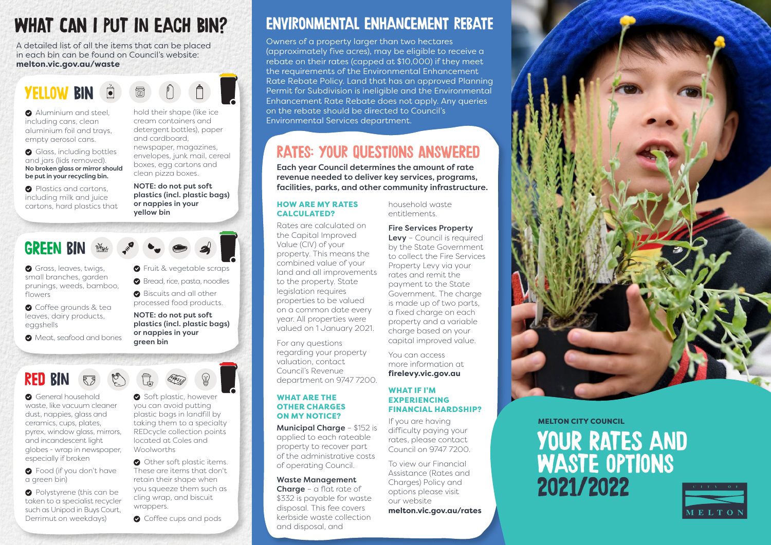# WHAT CAN I PUT IN EACH BIN?

A detailed list of all the items that can be placed in each bin can be found on Council's website: **melton.vic.gov.au/waste**

## YELLOW BIN

- Aluminium and steel, including cans, clean aluminium foil and trays, empty aerosol cans.
- Glass, including bottles and jars (lids removed). **No broken glass or mirror should be put in your recycling bin.**
- Plastics and cartons, including milk and juice cartons, hard plastics that hold their shape (like ice cream containers and detergent bottles), paper and cardboard, newspaper, magazines, envelopes, junk mail, cereal boxes, egg cartons and clean pizza boxes.

**NOTE: do not put soft plastics (incl. plastic bags) or nappies in your yellow bin**

## GREEN BIN

- Grass, leaves, twigs, small branches, garden prunings, weeds, bamboo, flowers
- Coffee grounds & tea leaves, dairy products, eggshells
- Meat, seafood and bones
- Fruit & vegetable scraps
- Bread, rice, pasta, noodles
- Biscuits and all other processed food products.

**NOTE: do not put soft plastics (incl. plastic bags) or nappies in your green bin**

## RED BIN

- General household waste, like vacuum cleaner dust, nappies, glass and ceramics, cups, plates, pyrex, window glass, mirrors, and incandescent light globes - wrap in newspaper, especially if broken
- Food (if you don't have a green bin)
- Polystyrene (this can be taken to a specialist recycler such as Unipod in Buys Court, Derrimut on weekdays)
- Soft plastic, however you can avoid putting plastic bags in landfill by taking them to a specialty REDcycle collection points located at Coles and Woolworths
- Other soft plastic items. These are items that don't retain their shape when you squeeze them such as cling wrap, and biscuit wrappers.
- Coffee cups and pods

# ENVIRONMENTAL ENHANCEMENT REBATE

Owners of a property larger than two hectares (approximately five acres), may be eligible to receive a rebate on their rates (capped at $10,000) if they meet the requirements of the Environmental Enhancement Rate Rebate Policy. Land that has an approved Planning Permit for Subdivision is ineligible and the Environmental Enhancement Rate Rebate does not apply. Any queries on the rebate should be directed to Council's Environmental Services department.

# RATES: YOUR QUESTIONS ANSWERED

**Each year Council determines the amount of rate revenue needed to deliver key services, programs, facilities, parks, and other community infrastructure.**

### HOW ARE MY RATES CALCULATED?

Rates are calculated on the Capital Improved Value (CIV) of your property. This means the combined value of your land and all improvements to the property. State legislation requires properties to be valued on a common date every year. All properties were valued on 1 January 2021.

For any questions regarding your property valuation, contact Council's Revenue department on 9747 7200.

### WHAT ARE THE OTHER CHARGES ON MY NOTICE?

**Municipal Charge** – $152 is applied to each rateable property to recover part of the administrative costs of operating Council.

**Waste Management Charge** – a flat rate of $332 is payable for waste disposal. This fee covers kerbside waste collection and disposal, and household waste entitlements.

**Fire Services Property Levy** – Council is required by the State Government to collect the Fire Services Property Levy via your rates and remit the payment to the State Government. The charge is made up of two parts, a fixed charge on each property and a variable charge based on your capital improved value.

You can access more information at **firelevy.vic.gov.au**

### WHAT IF I'M EXPERIENCING FINANCIAL HARDSHIP?

If you are having difficulty paying your rates, please contact Council on 9747 7200.

To view our Financial Assistance (Rates and Charges) Policy and options please visit our website **melton.vic.gov.au/rates**

**MELTON CITY COUNCIL**

# YOUR RATES AND WASTE OPTIONS 2021/2022

CITY OF MELTON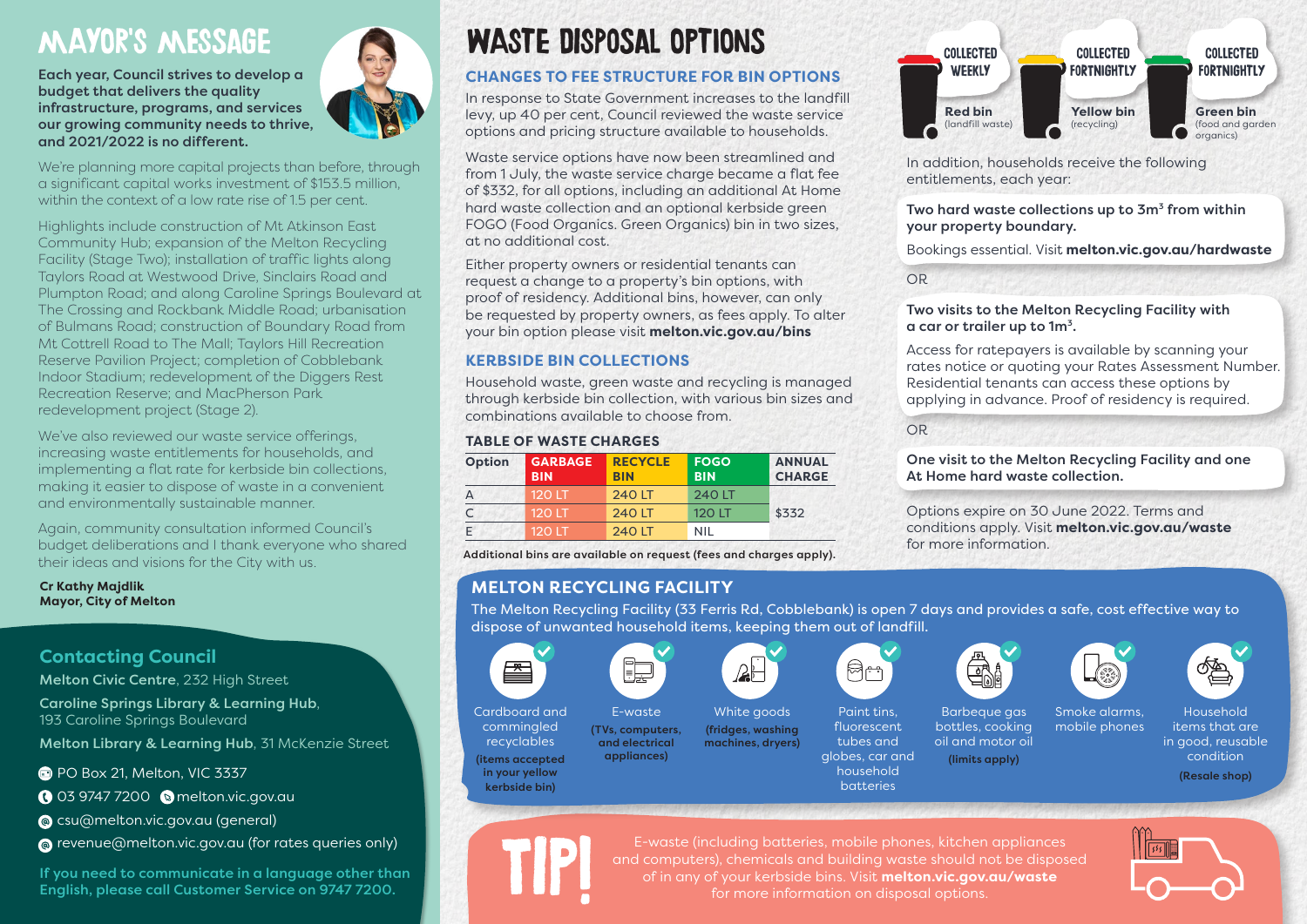# MAYOR'S MESSAGE

**Each year, Council strives to develop a budget that delivers the quality infrastructure, programs, and services our growing community needs to thrive, and 2021/2022 is no different.**

We're planning more capital projects than before, through a significant capital works investment of $153.5 million, within the context of a low rate rise of 1.5 per cent.

Highlights include construction of Mt Atkinson East Community Hub; expansion of the Melton Recycling Facility (Stage Two); installation of traffic lights along Taylors Road at Westwood Drive, Sinclairs Road and Plumpton Road; and along Caroline Springs Boulevard at The Crossing and Rockbank Middle Road; urbanisation of Bulmans Road; construction of Boundary Road from Mt Cottrell Road to The Mall; Taylors Hill Recreation Reserve Pavilion Project; completion of Cobblebank Indoor Stadium; redevelopment of the Diggers Rest Recreation Reserve; and MacPherson Park redevelopment project (Stage 2).

We've also reviewed our waste service offerings, increasing waste entitlements for households, and implementing a flat rate for kerbside bin collections, making it easier to dispose of waste in a convenient and environmentally sustainable manner.

Again, community consultation informed Council's budget deliberations and I thank everyone who shared their ideas and visions for the City with us.

**Cr Kathy Majdlik**
**Mayor, City of Melton**

## Contacting Council

**Melton Civic Centre**, 232 High Street

**Caroline Springs Library & Learning Hub**, 193 Caroline Springs Boulevard

**Melton Library & Learning Hub**, 31 McKenzie Street

PO Box 21, Melton, VIC 3337

03 9747 7200 melton.vic.gov.au

csu@melton.vic.gov.au (general)

revenue@melton.vic.gov.au (for rates queries only)

If you need to communicate in a language other than English, please call Customer Service on 9747 7200.

# WASTE DISPOSAL OPTIONS

## CHANGES TO FEE STRUCTURE FOR BIN OPTIONS

In response to State Government increases to the landfill levy, up 40 per cent, Council reviewed the waste service options and pricing structure available to households.

Waste service options have now been streamlined and from 1 July, the waste service charge became a flat fee of $332, for all options, including an additional At Home hard waste collection and an optional kerbside green FOGO (Food Organics. Green Organics) bin in two sizes, at no additional cost.

Either property owners or residential tenants can request a change to a property's bin options, with proof of residency. Additional bins, however, can only be requested by property owners, as fees apply. To alter your bin option please visit **melton.vic.gov.au/bins**

## KERBSIDE BIN COLLECTIONS

Household waste, green waste and recycling is managed through kerbside bin collection, with various bin sizes and combinations available to choose from.

### TABLE OF WASTE CHARGES

| Option | GARBAGE BIN | RECYCLE BIN | FOGO BIN | ANNUAL CHARGE |
|---|---|---|---|---|
| A | 120 LT | 240 LT | 240 LT | |
| C | 120 LT | 240 LT | 120 LT | $332 |
| E | 120 LT | 240 LT | NIL | |

**Additional bins are available on request (fees and charges apply).**

COLLECTED WEEKLY — **Red bin** (landfill waste)

COLLECTED FORTNIGHTLY — **Yellow bin** (recycling)

COLLECTED FORTNIGHTLY — **Green bin** (food and garden organics)

In addition, households receive the following entitlements, each year:

**Two hard waste collections up to 3m³ from within your property boundary.**

Bookings essential. Visit **melton.vic.gov.au/hardwaste**

OR

**Two visits to the Melton Recycling Facility with a car or trailer up to 1m³.**

Access for ratepayers is available by scanning your rates notice or quoting your Rates Assessment Number. Residential tenants can access these options by applying in advance. Proof of residency is required.

OR

**One visit to the Melton Recycling Facility and one At Home hard waste collection.**

Options expire on 30 June 2022. Terms and conditions apply. Visit **melton.vic.gov.au/waste** for more information.

## MELTON RECYCLING FACILITY

The Melton Recycling Facility (33 Ferris Rd, Cobblebank) is open 7 days and provides a safe, cost effective way to dispose of unwanted household items, keeping them out of landfill.

- Cardboard and commingled recyclables **(items accepted in your yellow kerbside bin)**
- E-waste **(TVs, computers, and electrical appliances)**
- White goods **(fridges, washing machines, dryers)**
- Paint tins, fluorescent tubes and globes, car and household batteries
- Barbeque gas bottles, cooking oil and motor oil **(limits apply)**
- Smoke alarms, mobile phones
- Household items that are in good, reusable condition **(Resale shop)**

## TIP!

E-waste (including batteries, mobile phones, kitchen appliances and computers), chemicals and building waste should not be disposed of in any of your kerbside bins. Visit **melton.vic.gov.au/waste** for more information on disposal options.